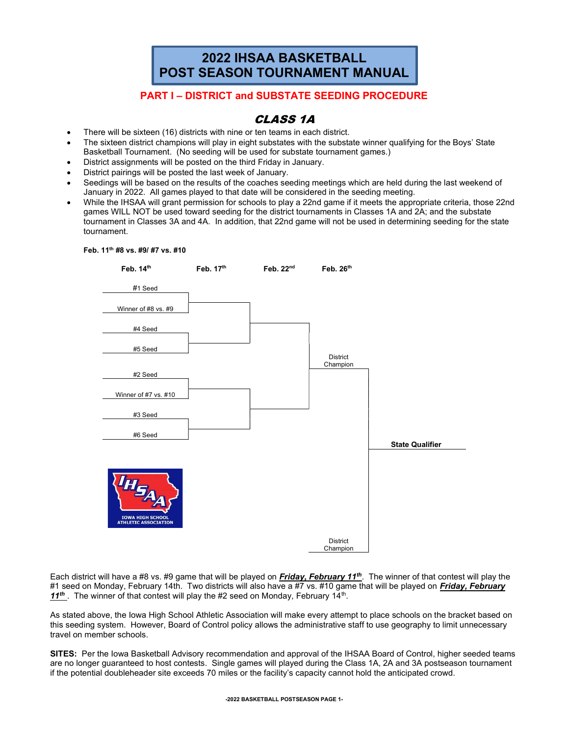# 2022 IHSAA BASKETBALL POST SEASON TOURNAMENT MANUAL

## PART I – DISTRICT and SUBSTATE SEEDING PROCEDURE

### *CLASS 1A*

- There will be sixteen (16) districts with nine or ten teams in each district.
- The sixteen district champions will play in eight substates with the substate winner qualifying for the Boys' State Basketball Tournament. (No seeding will be used for substate tournament games.)
- District assignments will be posted on the third Friday in January.
- District pairings will be posted the last week of January.
- Seedings will be based on the results of the coaches seeding meetings which are held during the last weekend of January in 2022. All games played to that date will be considered in the seeding meeting.
- While the IHSAA will grant permission for schools to play a 22nd game if it meets the appropriate criteria, those 22nd games WILL NOT be used toward seeding for the district tournaments in Classes 1A and 2A; and the substate tournament in Classes 3A and 4A. In addition, that 22nd game will not be used in determining seeding for the state tournament.

**Feb. 11th #8 vs. #9/ #7 vs. #10**

**Feb. 14th** **Feb. 17th** **Feb. 22nd** **Feb. 26th**

#1 Seed
Winner of #8 vs. #9
#4 Seed
#5 Seed
#2 Seed
Winner of #7 vs. #10
#3 Seed
#6 Seed

District Champion

District Champion

**State Qualifier**

IHSAA
IOWA HIGH SCHOOL ATHLETIC ASSOCIATION

Each district will have a #8 vs. #9 game that will be played on ***Friday, February 11th***. The winner of that contest will play the #1 seed on Monday, February 14th. Two districts will also have a #7 vs. #10 game that will be played on ***Friday, February 11th***. The winner of that contest will play the #2 seed on Monday, February 14th.

As stated above, the Iowa High School Athletic Association will make every attempt to place schools on the bracket based on this seeding system. However, Board of Control policy allows the administrative staff to use geography to limit unnecessary travel on member schools.

**SITES:** Per the Iowa Basketball Advisory recommendation and approval of the IHSAA Board of Control, higher seeded teams are no longer guaranteed to host contests. Single games will played during the Class 1A, 2A and 3A postseason tournament if the potential doubleheader site exceeds 70 miles or the facility's capacity cannot hold the anticipated crowd.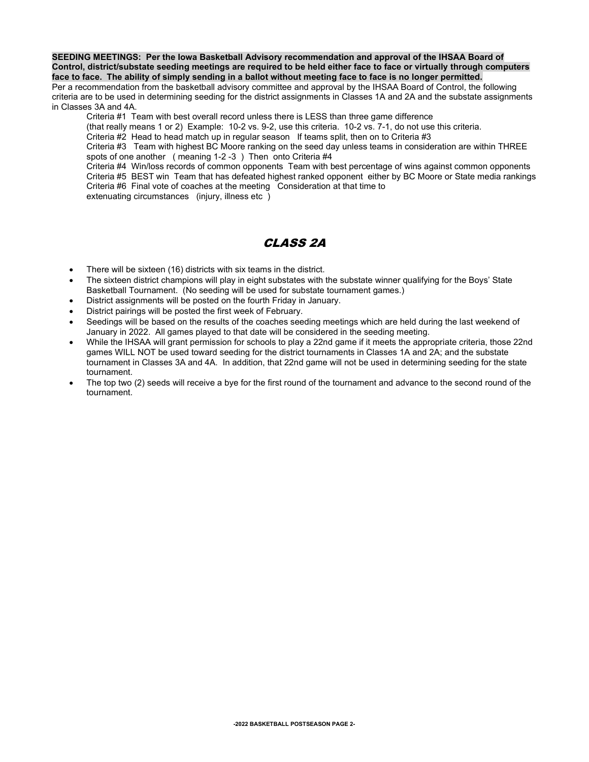**SEEDING MEETINGS: Per the Iowa Basketball Advisory recommendation and approval of the IHSAA Board of Control, district/substate seeding meetings are required to be held either face to face or virtually through computers face to face. The ability of simply sending in a ballot without meeting face to face is no longer permitted.**

Per a recommendation from the basketball advisory committee and approval by the IHSAA Board of Control, the following criteria are to be used in determining seeding for the district assignments in Classes 1A and 2A and the substate assignments in Classes 3A and 4A.

Criteria #1 Team with best overall record unless there is LESS than three game difference (that really means 1 or 2) Example: 10-2 vs. 9-2, use this criteria. 10-2 vs. 7-1, do not use this criteria.

Criteria #2 Head to head match up in regular season If teams split, then on to Criteria #3

Criteria #3 Team with highest BC Moore ranking on the seed day unless teams in consideration are within THREE spots of one another ( meaning 1-2 -3 ) Then onto Criteria #4

Criteria #4 Win/loss records of common opponents Team with best percentage of wins against common opponents

Criteria #5 BEST win Team that has defeated highest ranked opponent either by BC Moore or State media rankings

Criteria #6 Final vote of coaches at the meeting Consideration at that time to extenuating circumstances (injury, illness etc )

## *CLASS 2A*

- There will be sixteen (16) districts with six teams in the district.
- The sixteen district champions will play in eight substates with the substate winner qualifying for the Boys' State Basketball Tournament. (No seeding will be used for substate tournament games.)
- District assignments will be posted on the fourth Friday in January.
- District pairings will be posted the first week of February.
- Seedings will be based on the results of the coaches seeding meetings which are held during the last weekend of January in 2022. All games played to that date will be considered in the seeding meeting.
- While the IHSAA will grant permission for schools to play a 22nd game if it meets the appropriate criteria, those 22nd games WILL NOT be used toward seeding for the district tournaments in Classes 1A and 2A; and the substate tournament in Classes 3A and 4A. In addition, that 22nd game will not be used in determining seeding for the state tournament.
- The top two (2) seeds will receive a bye for the first round of the tournament and advance to the second round of the tournament.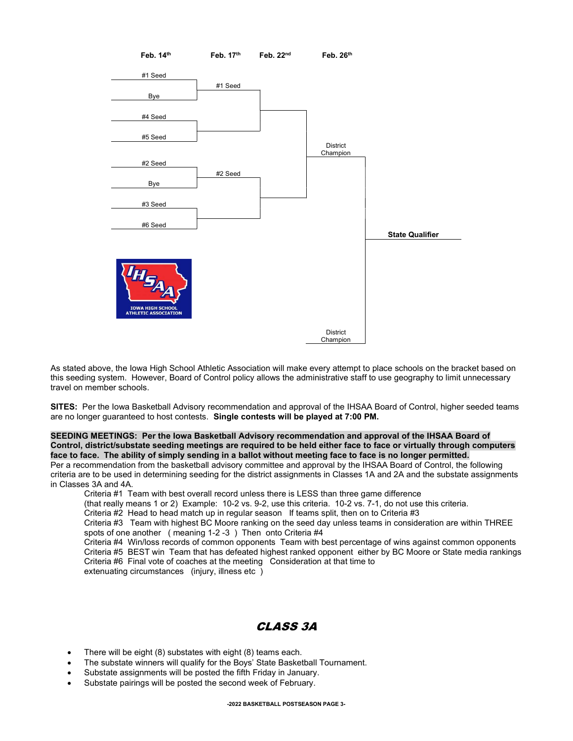Feb. 14th
Feb. 17th
Feb. 22nd
Feb. 26th

#1 Seed
Bye
#4 Seed
#5 Seed
#2 Seed
Bye
#3 Seed
#6 Seed

#1 Seed
#2 Seed

District Champion

**State Qualifier**

District Champion

IHSAA
IOWA HIGH SCHOOL ATHLETIC ASSOCIATION

As stated above, the Iowa High School Athletic Association will make every attempt to place schools on the bracket based on this seeding system. However, Board of Control policy allows the administrative staff to use geography to limit unnecessary travel on member schools.

**SITES:** Per the Iowa Basketball Advisory recommendation and approval of the IHSAA Board of Control, higher seeded teams are no longer guaranteed to host contests. **Single contests will be played at 7:00 PM.**

**SEEDING MEETINGS: Per the Iowa Basketball Advisory recommendation and approval of the IHSAA Board of Control, district/substate seeding meetings are required to be held either face to face or virtually through computers face to face. The ability of simply sending in a ballot without meeting face to face is no longer permitted.**
Per a recommendation from the basketball advisory committee and approval by the IHSAA Board of Control, the following criteria are to be used in determining seeding for the district assignments in Classes 1A and 2A and the substate assignments in Classes 3A and 4A.

Criteria #1 Team with best overall record unless there is LESS than three game difference (that really means 1 or 2) Example: 10-2 vs. 9-2, use this criteria. 10-2 vs. 7-1, do not use this criteria.
Criteria #2 Head to head match up in regular season If teams split, then on to Criteria #3
Criteria #3 Team with highest BC Moore ranking on the seed day unless teams in consideration are within THREE spots of one another ( meaning 1-2 -3 ) Then onto Criteria #4
Criteria #4 Win/loss records of common opponents Team with best percentage of wins against common opponents
Criteria #5 BEST win Team that has defeated highest ranked opponent either by BC Moore or State media rankings
Criteria #6 Final vote of coaches at the meeting Consideration at that time to extenuating circumstances (injury, illness etc )

## *CLASS 3A*

- There will be eight (8) substates with eight (8) teams each.
- The substate winners will qualify for the Boys' State Basketball Tournament.
- Substate assignments will be posted the fifth Friday in January.
- Substate pairings will be posted the second week of February.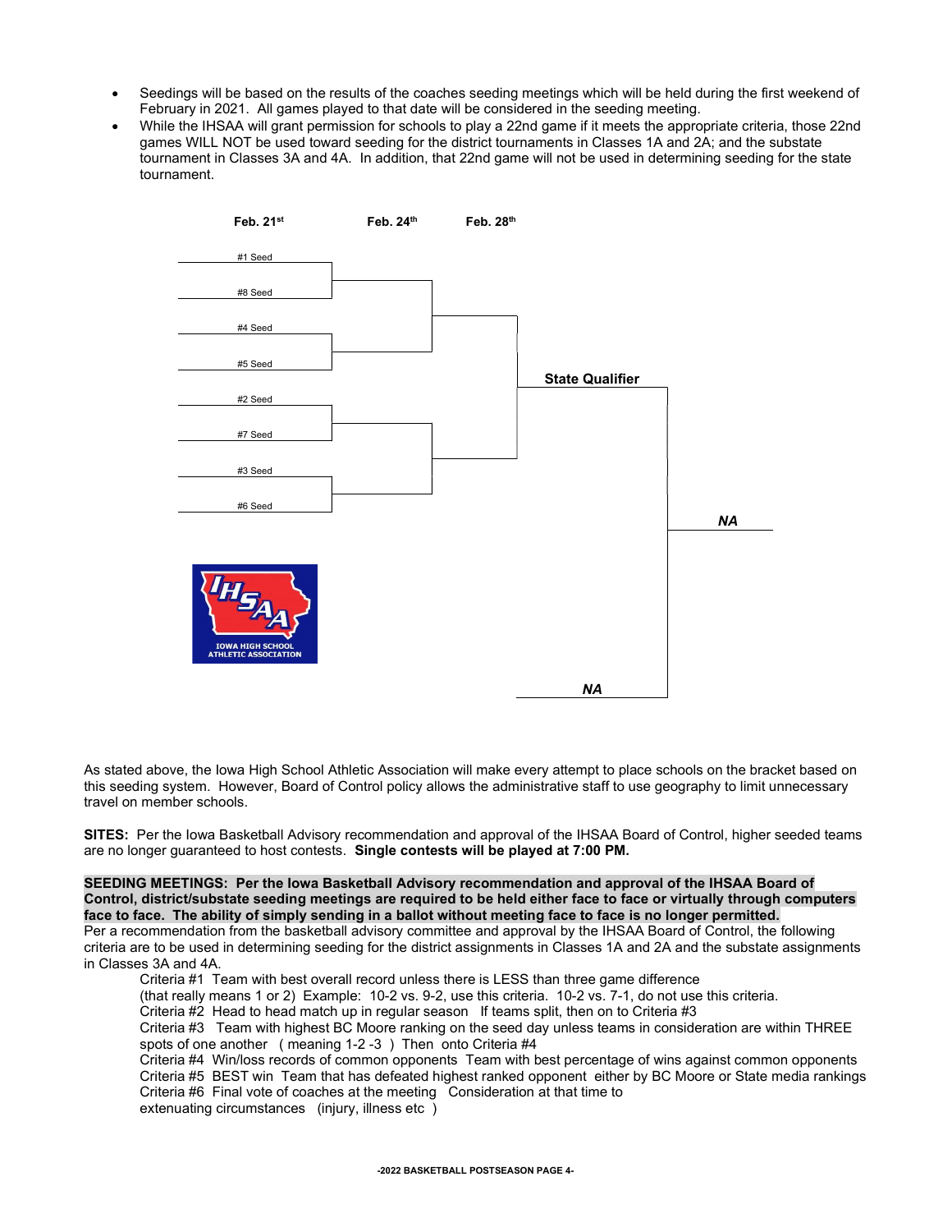- Seedings will be based on the results of the coaches seeding meetings which will be held during the first weekend of February in 2021. All games played to that date will be considered in the seeding meeting.
- While the IHSAA will grant permission for schools to play a 22nd game if it meets the appropriate criteria, those 22nd games WILL NOT be used toward seeding for the district tournaments in Classes 1A and 2A; and the substate tournament in Classes 3A and 4A. In addition, that 22nd game will not be used in determining seeding for the state tournament.

**Feb. 21st** **Feb. 24th** **Feb. 28th**

#1 Seed
#8 Seed
#4 Seed
#5 Seed
#2 Seed
#7 Seed
#3 Seed
#6 Seed

**State Qualifier**

***NA***

***NA***

IHSAA
IOWA HIGH SCHOOL ATHLETIC ASSOCIATION

As stated above, the Iowa High School Athletic Association will make every attempt to place schools on the bracket based on this seeding system. However, Board of Control policy allows the administrative staff to use geography to limit unnecessary travel on member schools.

**SITES:** Per the Iowa Basketball Advisory recommendation and approval of the IHSAA Board of Control, higher seeded teams are no longer guaranteed to host contests. **Single contests will be played at 7:00 PM.**

**SEEDING MEETINGS: Per the Iowa Basketball Advisory recommendation and approval of the IHSAA Board of Control, district/substate seeding meetings are required to be held either face to face or virtually through computers face to face. The ability of simply sending in a ballot without meeting face to face is no longer permitted.**
Per a recommendation from the basketball advisory committee and approval by the IHSAA Board of Control, the following criteria are to be used in determining seeding for the district assignments in Classes 1A and 2A and the substate assignments in Classes 3A and 4A.

Criteria #1 Team with best overall record unless there is LESS than three game difference (that really means 1 or 2) Example: 10-2 vs. 9-2, use this criteria. 10-2 vs. 7-1, do not use this criteria.
Criteria #2 Head to head match up in regular season If teams split, then on to Criteria #3
Criteria #3 Team with highest BC Moore ranking on the seed day unless teams in consideration are within THREE spots of one another ( meaning 1-2 -3 ) Then onto Criteria #4
Criteria #4 Win/loss records of common opponents Team with best percentage of wins against common opponents
Criteria #5 BEST win Team that has defeated highest ranked opponent either by BC Moore or State media rankings
Criteria #6 Final vote of coaches at the meeting Consideration at that time to extenuating circumstances (injury, illness etc )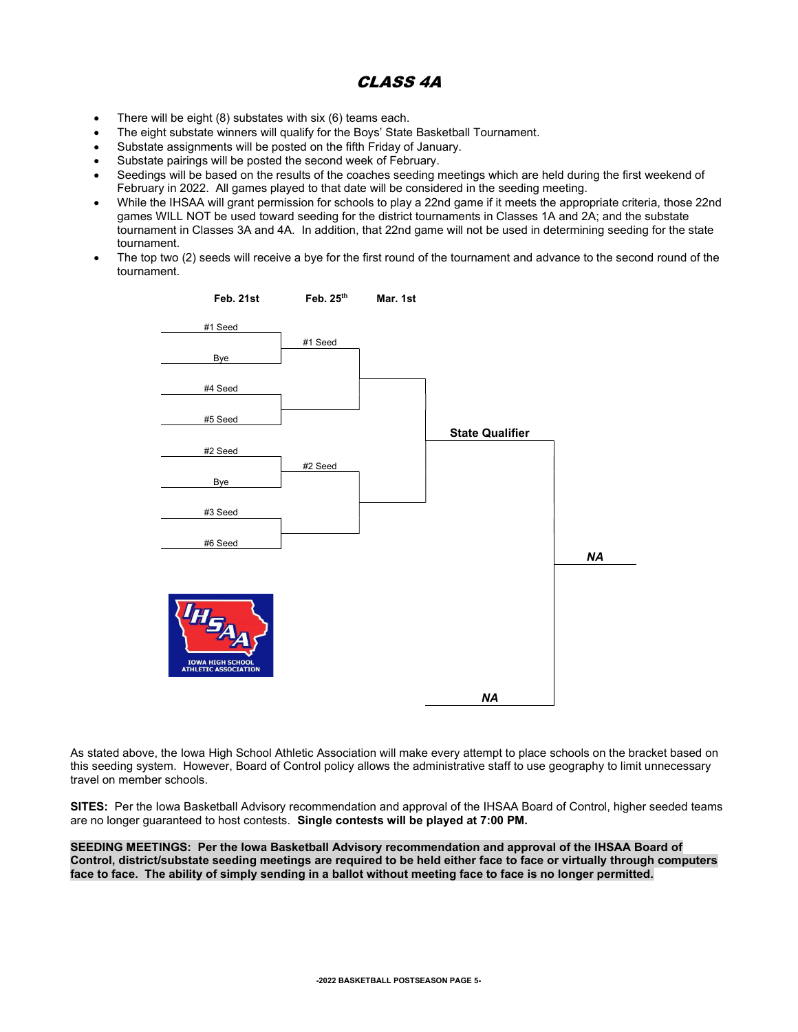# *CLASS 4A*

- There will be eight (8) substates with six (6) teams each.
- The eight substate winners will qualify for the Boys' State Basketball Tournament.
- Substate assignments will be posted on the fifth Friday of January.
- Substate pairings will be posted the second week of February.
- Seedings will be based on the results of the coaches seeding meetings which are held during the first weekend of February in 2022. All games played to that date will be considered in the seeding meeting.
- While the IHSAA will grant permission for schools to play a 22nd game if it meets the appropriate criteria, those 22nd games WILL NOT be used toward seeding for the district tournaments in Classes 1A and 2A; and the substate tournament in Classes 3A and 4A. In addition, that 22nd game will not be used in determining seeding for the state tournament.
- The top two (2) seeds will receive a bye for the first round of the tournament and advance to the second round of the tournament.

Feb. 21st

#1 Seed
Bye
#4 Seed
#5 Seed
#2 Seed
Bye
#3 Seed
#6 Seed

Feb. 25th

#1 Seed
#2 Seed

Mar. 1st

**State Qualifier**

***NA***

***NA***

IHSAA
IOWA HIGH SCHOOL ATHLETIC ASSOCIATION

As stated above, the Iowa High School Athletic Association will make every attempt to place schools on the bracket based on this seeding system. However, Board of Control policy allows the administrative staff to use geography to limit unnecessary travel on member schools.

**SITES:** Per the Iowa Basketball Advisory recommendation and approval of the IHSAA Board of Control, higher seeded teams are no longer guaranteed to host contests. **Single contests will be played at 7:00 PM.**

**SEEDING MEETINGS: Per the Iowa Basketball Advisory recommendation and approval of the IHSAA Board of Control, district/substate seeding meetings are required to be held either face to face or virtually through computers face to face. The ability of simply sending in a ballot without meeting face to face is no longer permitted.**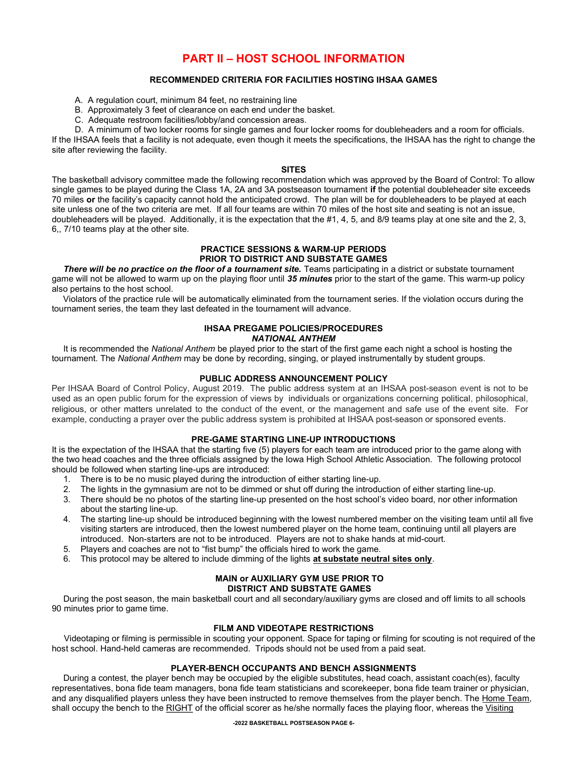# PART II – HOST SCHOOL INFORMATION

## RECOMMENDED CRITERIA FOR FACILITIES HOSTING IHSAA GAMES

A. A regulation court, minimum 84 feet, no restraining line
B. Approximately 3 feet of clearance on each end under the basket.
C. Adequate restroom facilities/lobby/and concession areas.
D. A minimum of two locker rooms for single games and four locker rooms for doubleheaders and a room for officials.

If the IHSAA feels that a facility is not adequate, even though it meets the specifications, the IHSAA has the right to change the site after reviewing the facility.

## SITES

The basketball advisory committee made the following recommendation which was approved by the Board of Control: To allow single games to be played during the Class 1A, 2A and 3A postseason tournament **if** the potential doubleheader site exceeds 70 miles **or** the facility's capacity cannot hold the anticipated crowd. The plan will be for doubleheaders to be played at each site unless one of the two criteria are met. If all four teams are within 70 miles of the host site and seating is not an issue, doubleheaders will be played. Additionally, it is the expectation that the #1, 4, 5, and 8/9 teams play at one site and the 2, 3, 6,, 7/10 teams play at the other site.

## PRACTICE SESSIONS & WARM-UP PERIODS PRIOR TO DISTRICT AND SUBSTATE GAMES

***There will be no practice on the floor of a tournament site.*** Teams participating in a district or substate tournament game will not be allowed to warm up on the playing floor until ***35 minutes*** prior to the start of the game. This warm-up policy also pertains to the host school.

Violators of the practice rule will be automatically eliminated from the tournament series. If the violation occurs during the tournament series, the team they last defeated in the tournament will advance.

## IHSAA PREGAME POLICIES/PROCEDURES

### *NATIONAL ANTHEM*

It is recommended the *National Anthem* be played prior to the start of the first game each night a school is hosting the tournament. The *National Anthem* may be done by recording, singing, or played instrumentally by student groups.

## PUBLIC ADDRESS ANNOUNCEMENT POLICY

Per IHSAA Board of Control Policy, August 2019. The public address system at an IHSAA post-season event is not to be used as an open public forum for the expression of views by individuals or organizations concerning political, philosophical, religious, or other matters unrelated to the conduct of the event, or the management and safe use of the event site. For example, conducting a prayer over the public address system is prohibited at IHSAA post-season or sponsored events.

## PRE-GAME STARTING LINE-UP INTRODUCTIONS

It is the expectation of the IHSAA that the starting five (5) players for each team are introduced prior to the game along with the two head coaches and the three officials assigned by the Iowa High School Athletic Association. The following protocol should be followed when starting line-ups are introduced:

1. There is to be no music played during the introduction of either starting line-up.
2. The lights in the gymnasium are not to be dimmed or shut off during the introduction of either starting line-up.
3. There should be no photos of the starting line-up presented on the host school's video board, nor other information about the starting line-up.
4. The starting line-up should be introduced beginning with the lowest numbered member on the visiting team until all five visiting starters are introduced, then the lowest numbered player on the home team, continuing until all players are introduced. Non-starters are not to be introduced. Players are not to shake hands at mid-court.
5. Players and coaches are not to "fist bump" the officials hired to work the game.
6. This protocol may be altered to include dimming of the lights <u>**at substate neutral sites only**</u>.

## MAIN or AUXILIARY GYM USE PRIOR TO DISTRICT AND SUBSTATE GAMES

During the post season, the main basketball court and all secondary/auxiliary gyms are closed and off limits to all schools 90 minutes prior to game time.

## FILM AND VIDEOTAPE RESTRICTIONS

Videotaping or filming is permissible in scouting your opponent. Space for taping or filming for scouting is not required of the host school. Hand-held cameras are recommended. Tripods should not be used from a paid seat.

## PLAYER-BENCH OCCUPANTS AND BENCH ASSIGNMENTS

During a contest, the player bench may be occupied by the eligible substitutes, head coach, assistant coach(es), faculty representatives, bona fide team managers, bona fide team statisticians and scorekeeper, bona fide team trainer or physician, and any disqualified players unless they have been instructed to remove themselves from the player bench. The <u>Home Team</u>, shall occupy the bench to the <u>RIGHT</u> of the official scorer as he/she normally faces the playing floor, whereas the <u>Visiting</u>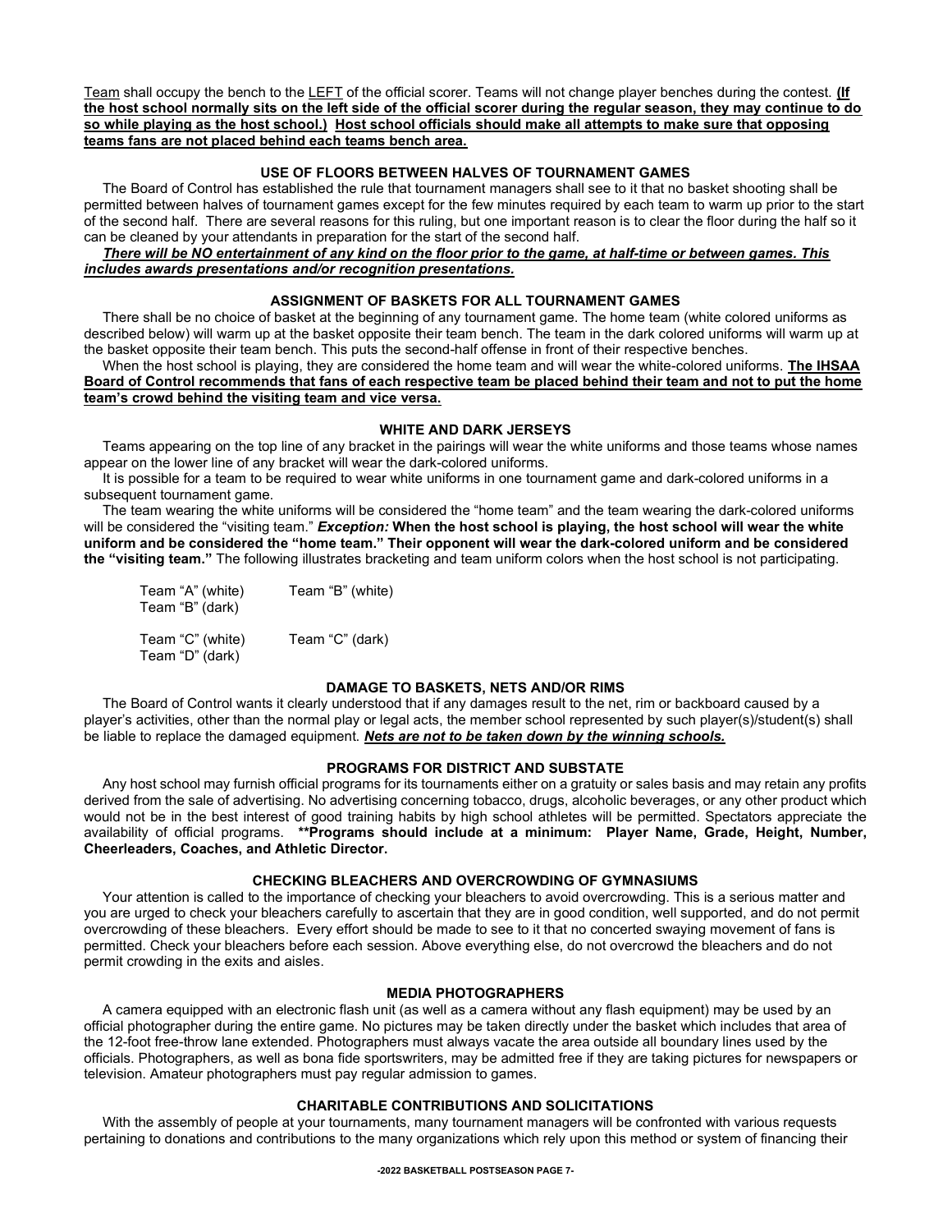Team shall occupy the bench to the LEFT of the official scorer. Teams will not change player benches during the contest. **(If the host school normally sits on the left side of the official scorer during the regular season, they may continue to do so while playing as the host school.) Host school officials should make all attempts to make sure that opposing teams fans are not placed behind each teams bench area.**

### USE OF FLOORS BETWEEN HALVES OF TOURNAMENT GAMES

The Board of Control has established the rule that tournament managers shall see to it that no basket shooting shall be permitted between halves of tournament games except for the few minutes required by each team to warm up prior to the start of the second half. There are several reasons for this ruling, but one important reason is to clear the floor during the half so it can be cleaned by your attendants in preparation for the start of the second half.

***There will be NO entertainment of any kind on the floor prior to the game, at half-time or between games. This includes awards presentations and/or recognition presentations.***

### ASSIGNMENT OF BASKETS FOR ALL TOURNAMENT GAMES

There shall be no choice of basket at the beginning of any tournament game. The home team (white colored uniforms as described below) will warm up at the basket opposite their team bench. The team in the dark colored uniforms will warm up at the basket opposite their team bench. This puts the second-half offense in front of their respective benches.

When the host school is playing, they are considered the home team and will wear the white-colored uniforms. **The IHSAA Board of Control recommends that fans of each respective team be placed behind their team and not to put the home team's crowd behind the visiting team and vice versa.**

### WHITE AND DARK JERSEYS

Teams appearing on the top line of any bracket in the pairings will wear the white uniforms and those teams whose names appear on the lower line of any bracket will wear the dark-colored uniforms.

It is possible for a team to be required to wear white uniforms in one tournament game and dark-colored uniforms in a subsequent tournament game.

The team wearing the white uniforms will be considered the "home team" and the team wearing the dark-colored uniforms will be considered the "visiting team." ***Exception:*** **When the host school is playing, the host school will wear the white uniform and be considered the "home team." Their opponent will wear the dark-colored uniform and be considered the "visiting team."** The following illustrates bracketing and team uniform colors when the host school is not participating.

Team "A" (white)
Team "B" (dark)

Team "B" (white)

Team "C" (white)
Team "D" (dark)

Team "C" (dark)

### DAMAGE TO BASKETS, NETS AND/OR RIMS

The Board of Control wants it clearly understood that if any damages result to the net, rim or backboard caused by a player's activities, other than the normal play or legal acts, the member school represented by such player(s)/student(s) shall be liable to replace the damaged equipment. ***Nets are not to be taken down by the winning schools.***

### PROGRAMS FOR DISTRICT AND SUBSTATE

Any host school may furnish official programs for its tournaments either on a gratuity or sales basis and may retain any profits derived from the sale of advertising. No advertising concerning tobacco, drugs, alcoholic beverages, or any other product which would not be in the best interest of good training habits by high school athletes will be permitted. Spectators appreciate the availability of official programs. **\*\*Programs should include at a minimum: Player Name, Grade, Height, Number, Cheerleaders, Coaches, and Athletic Director.**

### CHECKING BLEACHERS AND OVERCROWDING OF GYMNASIUMS

Your attention is called to the importance of checking your bleachers to avoid overcrowding. This is a serious matter and you are urged to check your bleachers carefully to ascertain that they are in good condition, well supported, and do not permit overcrowding of these bleachers. Every effort should be made to see to it that no concerted swaying movement of fans is permitted. Check your bleachers before each session. Above everything else, do not overcrowd the bleachers and do not permit crowding in the exits and aisles.

### MEDIA PHOTOGRAPHERS

A camera equipped with an electronic flash unit (as well as a camera without any flash equipment) may be used by an official photographer during the entire game. No pictures may be taken directly under the basket which includes that area of the 12-foot free-throw lane extended. Photographers must always vacate the area outside all boundary lines used by the officials. Photographers, as well as bona fide sportswriters, may be admitted free if they are taking pictures for newspapers or television. Amateur photographers must pay regular admission to games.

### CHARITABLE CONTRIBUTIONS AND SOLICITATIONS

With the assembly of people at your tournaments, many tournament managers will be confronted with various requests pertaining to donations and contributions to the many organizations which rely upon this method or system of financing their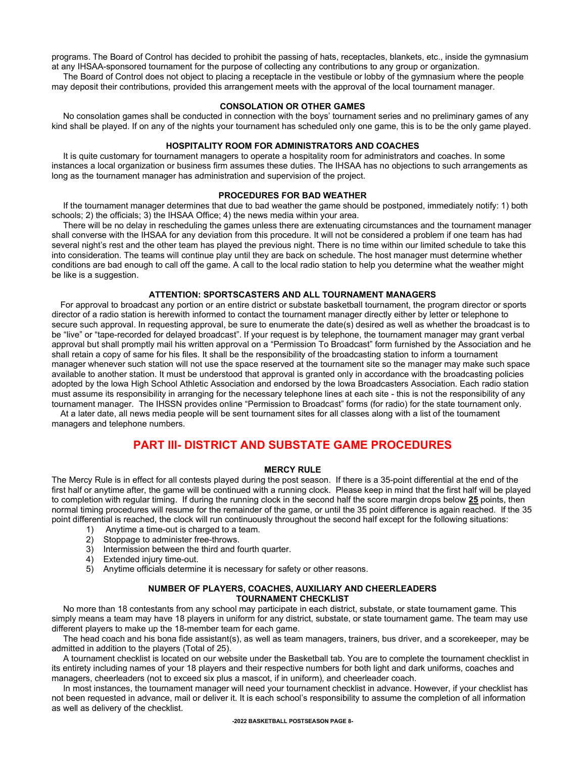programs. The Board of Control has decided to prohibit the passing of hats, receptacles, blankets, etc., inside the gymnasium at any IHSAA-sponsored tournament for the purpose of collecting any contributions to any group or organization.

The Board of Control does not object to placing a receptacle in the vestibule or lobby of the gymnasium where the people may deposit their contributions, provided this arrangement meets with the approval of the local tournament manager.

### CONSOLATION OR OTHER GAMES

No consolation games shall be conducted in connection with the boys' tournament series and no preliminary games of any kind shall be played. If on any of the nights your tournament has scheduled only one game, this is to be the only game played.

### HOSPITALITY ROOM FOR ADMINISTRATORS AND COACHES

It is quite customary for tournament managers to operate a hospitality room for administrators and coaches. In some instances a local organization or business firm assumes these duties. The IHSAA has no objections to such arrangements as long as the tournament manager has administration and supervision of the project.

### PROCEDURES FOR BAD WEATHER

If the tournament manager determines that due to bad weather the game should be postponed, immediately notify: 1) both schools; 2) the officials; 3) the IHSAA Office; 4) the news media within your area.

There will be no delay in rescheduling the games unless there are extenuating circumstances and the tournament manager shall converse with the IHSAA for any deviation from this procedure. It will not be considered a problem if one team has had several night's rest and the other team has played the previous night. There is no time within our limited schedule to take this into consideration. The teams will continue play until they are back on schedule. The host manager must determine whether conditions are bad enough to call off the game. A call to the local radio station to help you determine what the weather might be like is a suggestion.

### ATTENTION: SPORTSCASTERS AND ALL TOURNAMENT MANAGERS

For approval to broadcast any portion or an entire district or substate basketball tournament, the program director or sports director of a radio station is herewith informed to contact the tournament manager directly either by letter or telephone to secure such approval. In requesting approval, be sure to enumerate the date(s) desired as well as whether the broadcast is to be "live" or "tape-recorded for delayed broadcast". If your request is by telephone, the tournament manager may grant verbal approval but shall promptly mail his written approval on a "Permission To Broadcast" form furnished by the Association and he shall retain a copy of same for his files. It shall be the responsibility of the broadcasting station to inform a tournament manager whenever such station will not use the space reserved at the tournament site so the manager may make such space available to another station. It must be understood that approval is granted only in accordance with the broadcasting policies adopted by the Iowa High School Athletic Association and endorsed by the Iowa Broadcasters Association. Each radio station must assume its responsibility in arranging for the necessary telephone lines at each site - this is not the responsibility of any tournament manager. The IHSSN provides online "Permission to Broadcast" forms (for radio) for the state tournament only.

At a later date, all news media people will be sent tournament sites for all classes along with a list of the tournament managers and telephone numbers.

## PART III- DISTRICT AND SUBSTATE GAME PROCEDURES

### MERCY RULE

The Mercy Rule is in effect for all contests played during the post season. If there is a 35-point differential at the end of the first half or anytime after, the game will be continued with a running clock. Please keep in mind that the first half will be played to completion with regular timing. If during the running clock in the second half the score margin drops below **25** points, then normal timing procedures will resume for the remainder of the game, or until the 35 point difference is again reached. If the 35 point differential is reached, the clock will run continuously throughout the second half except for the following situations:

1) Anytime a time-out is charged to a team.
2) Stoppage to administer free-throws.
3) Intermission between the third and fourth quarter.
4) Extended injury time-out.
5) Anytime officials determine it is necessary for safety or other reasons.

### NUMBER OF PLAYERS, COACHES, AUXILIARY AND CHEERLEADERS TOURNAMENT CHECKLIST

No more than 18 contestants from any school may participate in each district, substate, or state tournament game. This simply means a team may have 18 players in uniform for any district, substate, or state tournament game. The team may use different players to make up the 18-member team for each game.

The head coach and his bona fide assistant(s), as well as team managers, trainers, bus driver, and a scorekeeper, may be admitted in addition to the players (Total of 25).

A tournament checklist is located on our website under the Basketball tab. You are to complete the tournament checklist in its entirety including names of your 18 players and their respective numbers for both light and dark uniforms, coaches and managers, cheerleaders (not to exceed six plus a mascot, if in uniform), and cheerleader coach.

In most instances, the tournament manager will need your tournament checklist in advance. However, if your checklist has not been requested in advance, mail or deliver it. It is each school's responsibility to assume the completion of all information as well as delivery of the checklist.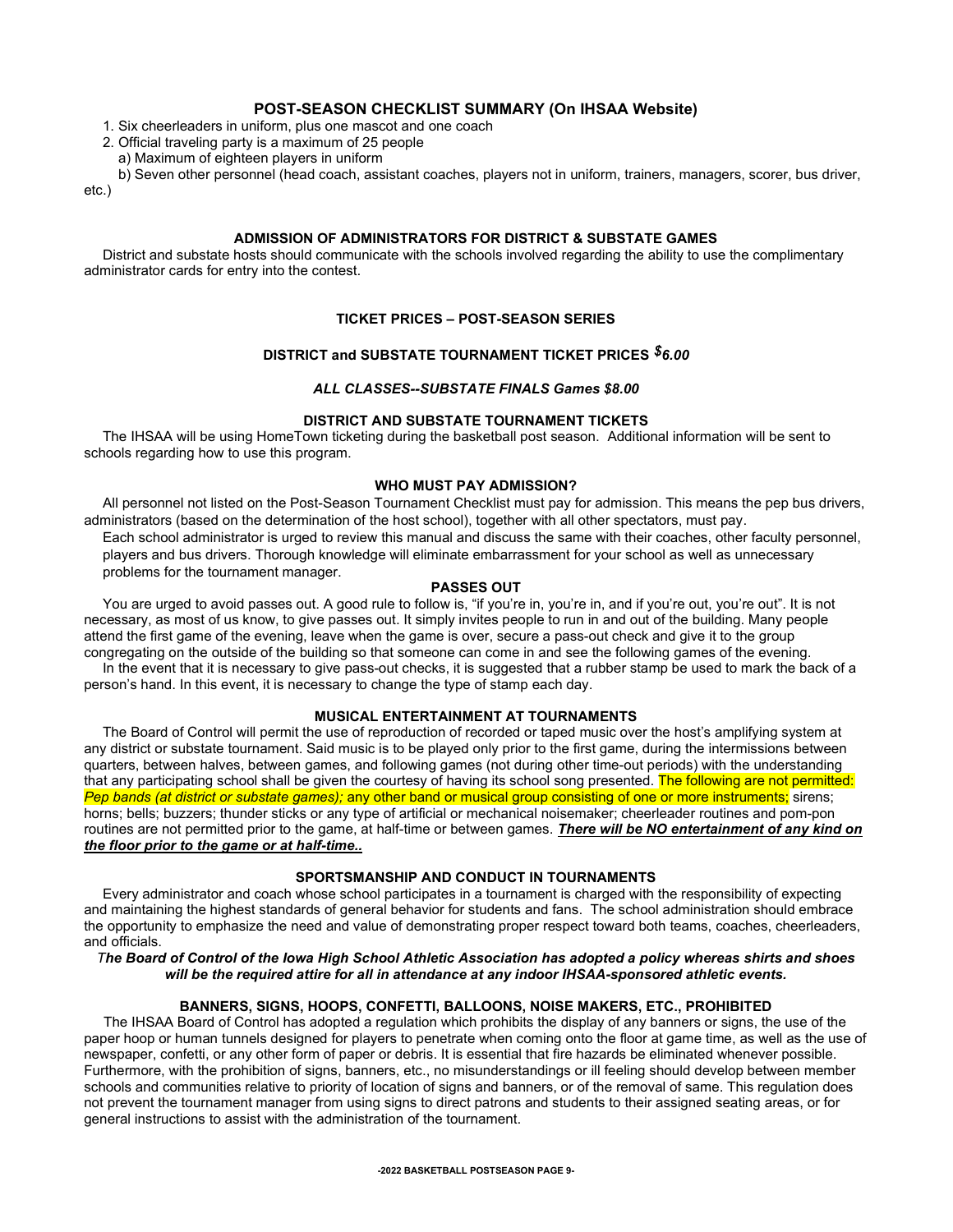## POST-SEASON CHECKLIST SUMMARY (On IHSAA Website)

1. Six cheerleaders in uniform, plus one mascot and one coach
2. Official traveling party is a maximum of 25 people
   a) Maximum of eighteen players in uniform
   b) Seven other personnel (head coach, assistant coaches, players not in uniform, trainers, managers, scorer, bus driver, etc.)

### ADMISSION OF ADMINISTRATORS FOR DISTRICT & SUBSTATE GAMES

District and substate hosts should communicate with the schools involved regarding the ability to use the complimentary administrator cards for entry into the contest.

### TICKET PRICES – POST-SEASON SERIES

### DISTRICT and SUBSTATE TOURNAMENT TICKET PRICES *$6.00*

***ALL CLASSES--SUBSTATE FINALS Games $8.00***

### DISTRICT AND SUBSTATE TOURNAMENT TICKETS

The IHSAA will be using HomeTown ticketing during the basketball post season. Additional information will be sent to schools regarding how to use this program.

### WHO MUST PAY ADMISSION?

All personnel not listed on the Post-Season Tournament Checklist must pay for admission. This means the pep bus drivers, administrators (based on the determination of the host school), together with all other spectators, must pay.

Each school administrator is urged to review this manual and discuss the same with their coaches, other faculty personnel, players and bus drivers. Thorough knowledge will eliminate embarrassment for your school as well as unnecessary problems for the tournament manager.

### PASSES OUT

You are urged to avoid passes out. A good rule to follow is, "if you're in, you're in, and if you're out, you're out". It is not necessary, as most of us know, to give passes out. It simply invites people to run in and out of the building. Many people attend the first game of the evening, leave when the game is over, secure a pass-out check and give it to the group congregating on the outside of the building so that someone can come in and see the following games of the evening.

In the event that it is necessary to give pass-out checks, it is suggested that a rubber stamp be used to mark the back of a person's hand. In this event, it is necessary to change the type of stamp each day.

### MUSICAL ENTERTAINMENT AT TOURNAMENTS

The Board of Control will permit the use of reproduction of recorded or taped music over the host's amplifying system at any district or substate tournament. Said music is to be played only prior to the first game, during the intermissions between quarters, between halves, between games, and following games (not during other time-out periods) with the understanding that any participating school shall be given the courtesy of having its school song presented. The following are not permitted: *Pep bands (at district or substate games);* any other band or musical group consisting of one or more instruments; sirens; horns; bells; buzzers; thunder sticks or any type of artificial or mechanical noisemaker; cheerleader routines and pom-pon routines are not permitted prior to the game, at half-time or between games. ***There will be NO entertainment of any kind on the floor prior to the game or at half-time..***

### SPORTSMANSHIP AND CONDUCT IN TOURNAMENTS

Every administrator and coach whose school participates in a tournament is charged with the responsibility of expecting and maintaining the highest standards of general behavior for students and fans. The school administration should embrace the opportunity to emphasize the need and value of demonstrating proper respect toward both teams, coaches, cheerleaders, and officials.

***The Board of Control of the Iowa High School Athletic Association has adopted a policy whereas shirts and shoes will be the required attire for all in attendance at any indoor IHSAA-sponsored athletic events.***

### BANNERS, SIGNS, HOOPS, CONFETTI, BALLOONS, NOISE MAKERS, ETC., PROHIBITED

The IHSAA Board of Control has adopted a regulation which prohibits the display of any banners or signs, the use of the paper hoop or human tunnels designed for players to penetrate when coming onto the floor at game time, as well as the use of newspaper, confetti, or any other form of paper or debris. It is essential that fire hazards be eliminated whenever possible. Furthermore, with the prohibition of signs, banners, etc., no misunderstandings or ill feeling should develop between member schools and communities relative to priority of location of signs and banners, or of the removal of same. This regulation does not prevent the tournament manager from using signs to direct patrons and students to their assigned seating areas, or for general instructions to assist with the administration of the tournament.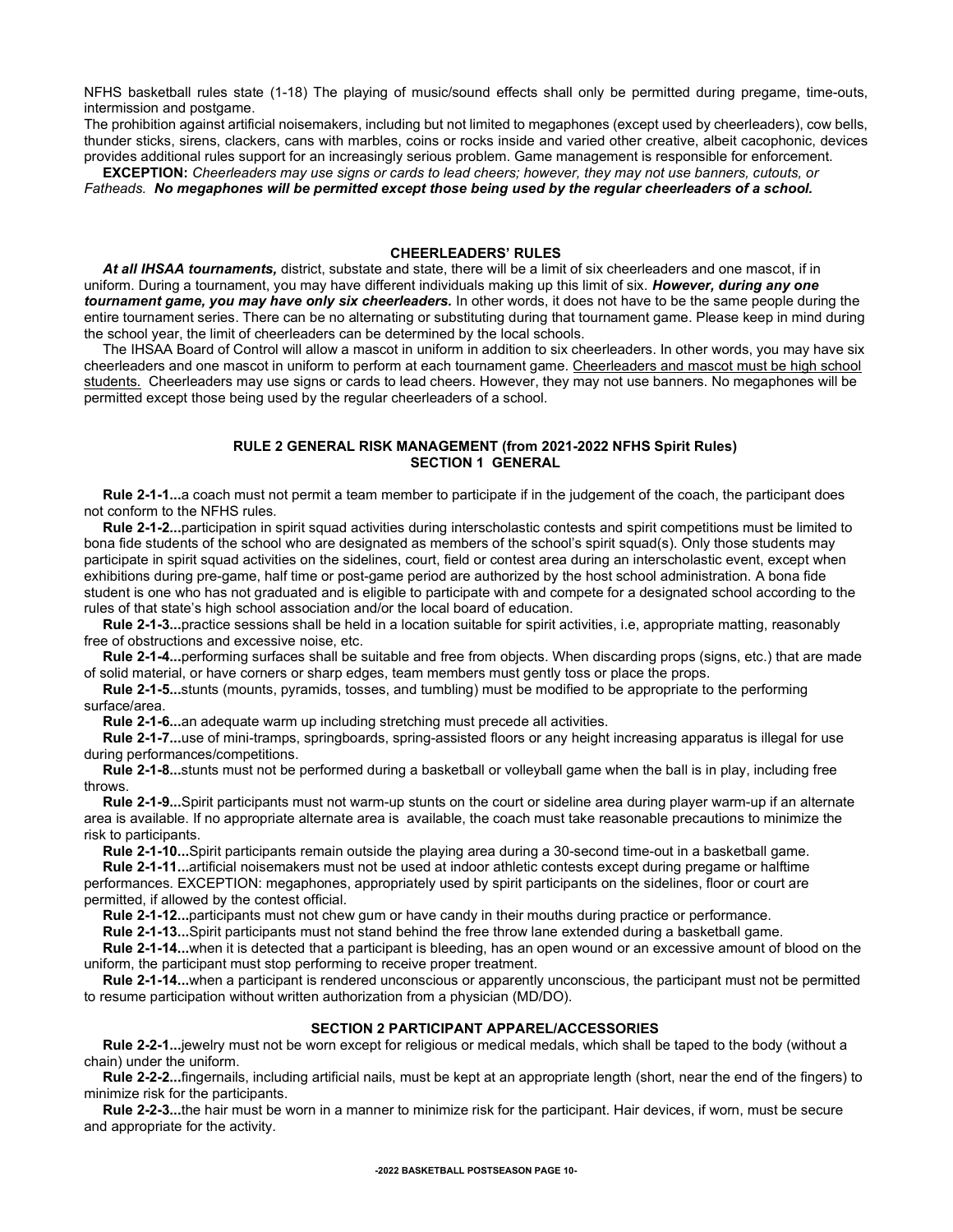NFHS basketball rules state (1-18) The playing of music/sound effects shall only be permitted during pregame, time-outs, intermission and postgame.

The prohibition against artificial noisemakers, including but not limited to megaphones (except used by cheerleaders), cow bells, thunder sticks, sirens, clackers, cans with marbles, coins or rocks inside and varied other creative, albeit cacophonic, devices provides additional rules support for an increasingly serious problem. Game management is responsible for enforcement.

**EXCEPTION:** *Cheerleaders may use signs or cards to lead cheers; however, they may not use banners, cutouts, or Fatheads.* ***No megaphones will be permitted except those being used by the regular cheerleaders of a school.***

## CHEERLEADERS' RULES

***At all IHSAA tournaments,*** district, substate and state, there will be a limit of six cheerleaders and one mascot, if in uniform. During a tournament, you may have different individuals making up this limit of six. ***However, during any one tournament game, you may have only six cheerleaders.*** In other words, it does not have to be the same people during the entire tournament series. There can be no alternating or substituting during that tournament game. Please keep in mind during the school year, the limit of cheerleaders can be determined by the local schools.

The IHSAA Board of Control will allow a mascot in uniform in addition to six cheerleaders. In other words, you may have six cheerleaders and one mascot in uniform to perform at each tournament game. Cheerleaders and mascot must be high school students. Cheerleaders may use signs or cards to lead cheers. However, they may not use banners. No megaphones will be permitted except those being used by the regular cheerleaders of a school.

## RULE 2 GENERAL RISK MANAGEMENT (from 2021-2022 NFHS Spirit Rules)
### SECTION 1 GENERAL

**Rule 2-1-1...**a coach must not permit a team member to participate if in the judgement of the coach, the participant does not conform to the NFHS rules.

**Rule 2-1-2...**participation in spirit squad activities during interscholastic contests and spirit competitions must be limited to bona fide students of the school who are designated as members of the school's spirit squad(s). Only those students may participate in spirit squad activities on the sidelines, court, field or contest area during an interscholastic event, except when exhibitions during pre-game, half time or post-game period are authorized by the host school administration. A bona fide student is one who has not graduated and is eligible to participate with and compete for a designated school according to the rules of that state's high school association and/or the local board of education.

**Rule 2-1-3...**practice sessions shall be held in a location suitable for spirit activities, i.e, appropriate matting, reasonably free of obstructions and excessive noise, etc.

**Rule 2-1-4...**performing surfaces shall be suitable and free from objects. When discarding props (signs, etc.) that are made of solid material, or have corners or sharp edges, team members must gently toss or place the props.

**Rule 2-1-5...**stunts (mounts, pyramids, tosses, and tumbling) must be modified to be appropriate to the performing surface/area.

**Rule 2-1-6...**an adequate warm up including stretching must precede all activities.

**Rule 2-1-7...**use of mini-tramps, springboards, spring-assisted floors or any height increasing apparatus is illegal for use during performances/competitions.

**Rule 2-1-8...**stunts must not be performed during a basketball or volleyball game when the ball is in play, including free throws.

**Rule 2-1-9...**Spirit participants must not warm-up stunts on the court or sideline area during player warm-up if an alternate area is available. If no appropriate alternate area is available, the coach must take reasonable precautions to minimize the risk to participants.

**Rule 2-1-10...**Spirit participants remain outside the playing area during a 30-second time-out in a basketball game.

**Rule 2-1-11...**artificial noisemakers must not be used at indoor athletic contests except during pregame or halftime performances. EXCEPTION: megaphones, appropriately used by spirit participants on the sidelines, floor or court are permitted, if allowed by the contest official.

**Rule 2-1-12...**participants must not chew gum or have candy in their mouths during practice or performance.

**Rule 2-1-13...**Spirit participants must not stand behind the free throw lane extended during a basketball game.

**Rule 2-1-14...**when it is detected that a participant is bleeding, has an open wound or an excessive amount of blood on the uniform, the participant must stop performing to receive proper treatment.

**Rule 2-1-14...**when a participant is rendered unconscious or apparently unconscious, the participant must not be permitted to resume participation without written authorization from a physician (MD/DO).

### SECTION 2 PARTICIPANT APPAREL/ACCESSORIES

**Rule 2-2-1...**jewelry must not be worn except for religious or medical medals, which shall be taped to the body (without a chain) under the uniform.

**Rule 2-2-2...**fingernails, including artificial nails, must be kept at an appropriate length (short, near the end of the fingers) to minimize risk for the participants.

**Rule 2-2-3...**the hair must be worn in a manner to minimize risk for the participant. Hair devices, if worn, must be secure and appropriate for the activity.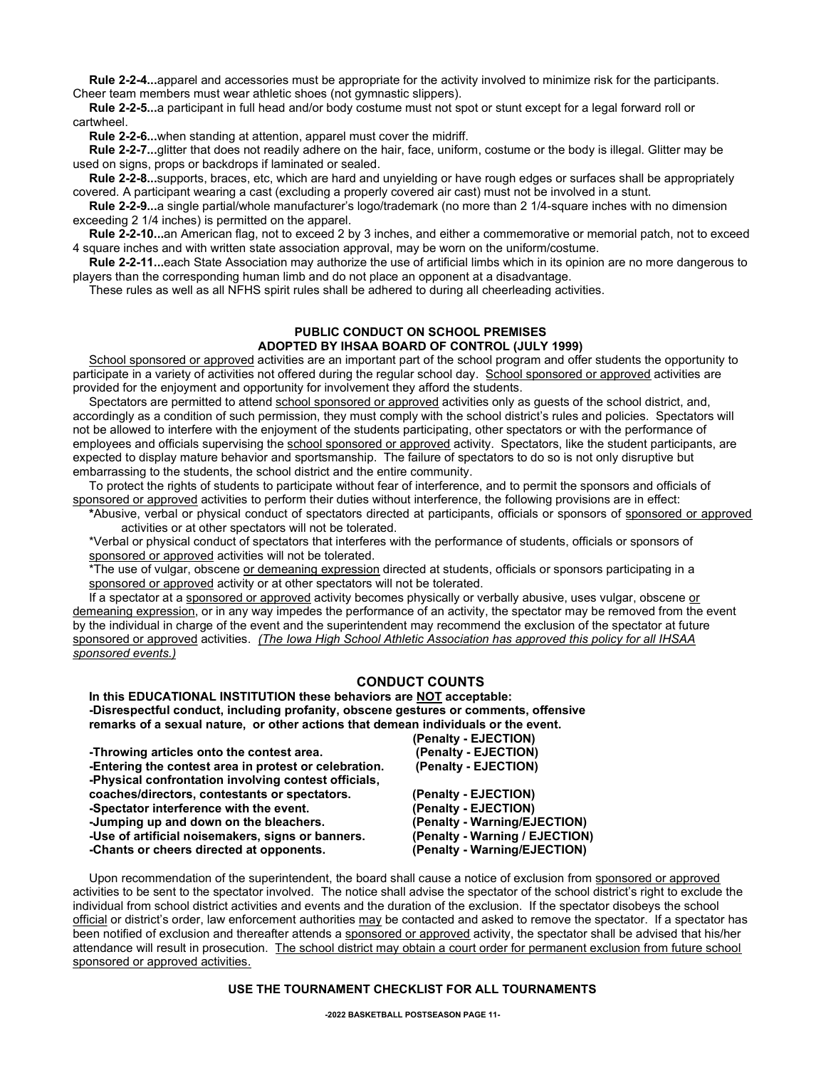**Rule 2-2-4...**apparel and accessories must be appropriate for the activity involved to minimize risk for the participants. Cheer team members must wear athletic shoes (not gymnastic slippers).

**Rule 2-2-5...**a participant in full head and/or body costume must not spot or stunt except for a legal forward roll or cartwheel.

**Rule 2-2-6...**when standing at attention, apparel must cover the midriff.

**Rule 2-2-7...**glitter that does not readily adhere on the hair, face, uniform, costume or the body is illegal. Glitter may be used on signs, props or backdrops if laminated or sealed.

**Rule 2-2-8...**supports, braces, etc, which are hard and unyielding or have rough edges or surfaces shall be appropriately covered. A participant wearing a cast (excluding a properly covered air cast) must not be involved in a stunt.

**Rule 2-2-9...**a single partial/whole manufacturer's logo/trademark (no more than 2 1/4-square inches with no dimension exceeding 2 1/4 inches) is permitted on the apparel.

**Rule 2-2-10...**an American flag, not to exceed 2 by 3 inches, and either a commemorative or memorial patch, not to exceed 4 square inches and with written state association approval, may be worn on the uniform/costume.

**Rule 2-2-11...**each State Association may authorize the use of artificial limbs which in its opinion are no more dangerous to players than the corresponding human limb and do not place an opponent at a disadvantage.

These rules as well as all NFHS spirit rules shall be adhered to during all cheerleading activities.

## PUBLIC CONDUCT ON SCHOOL PREMISES
## ADOPTED BY IHSAA BOARD OF CONTROL (JULY 1999)

School sponsored or approved activities are an important part of the school program and offer students the opportunity to participate in a variety of activities not offered during the regular school day. School sponsored or approved activities are provided for the enjoyment and opportunity for involvement they afford the students.

Spectators are permitted to attend school sponsored or approved activities only as guests of the school district, and, accordingly as a condition of such permission, they must comply with the school district's rules and policies. Spectators will not be allowed to interfere with the enjoyment of the students participating, other spectators or with the performance of employees and officials supervising the school sponsored or approved activity. Spectators, like the student participants, are expected to display mature behavior and sportsmanship. The failure of spectators to do so is not only disruptive but embarrassing to the students, the school district and the entire community.

To protect the rights of students to participate without fear of interference, and to permit the sponsors and officials of sponsored or approved activities to perform their duties without interference, the following provisions are in effect:

*Abusive, verbal or physical conduct of spectators directed at participants, officials or sponsors of sponsored or approved activities or at other spectators will not be tolerated.

*Verbal or physical conduct of spectators that interferes with the performance of students, officials or sponsors of sponsored or approved activities will not be tolerated.

*The use of vulgar, obscene or demeaning expression directed at students, officials or sponsors participating in a sponsored or approved activity or at other spectators will not be tolerated.

If a spectator at a sponsored or approved activity becomes physically or verbally abusive, uses vulgar, obscene or demeaning expression, or in any way impedes the performance of an activity, the spectator may be removed from the event by the individual in charge of the event and the superintendent may recommend the exclusion of the spectator at future sponsored or approved activities. *(The Iowa High School Athletic Association has approved this policy for all IHSAA sponsored events.)*

## CONDUCT COUNTS

**In this EDUCATIONAL INSTITUTION these behaviors are NOT acceptable:**

| | |
|---|---|
| **-Disrespectful conduct, including profanity, obscene gestures or comments, offensive remarks of a sexual nature, or other actions that demean individuals or the event.** | **(Penalty - EJECTION)** |
| **-Throwing articles onto the contest area.** | **(Penalty - EJECTION)** |
| **-Entering the contest area in protest or celebration.** | **(Penalty - EJECTION)** |
| **-Physical confrontation involving contest officials, coaches/directors, contestants or spectators.** | **(Penalty - EJECTION)** |
| **-Spectator interference with the event.** | **(Penalty - EJECTION)** |
| **-Jumping up and down on the bleachers.** | **(Penalty - Warning/EJECTION)** |
| **-Use of artificial noisemakers, signs or banners.** | **(Penalty - Warning / EJECTION)** |
| **-Chants or cheers directed at opponents.** | **(Penalty - Warning/EJECTION)** |

Upon recommendation of the superintendent, the board shall cause a notice of exclusion from sponsored or approved activities to be sent to the spectator involved. The notice shall advise the spectator of the school district's right to exclude the individual from school district activities and events and the duration of the exclusion. If the spectator disobeys the school official or district's order, law enforcement authorities may be contacted and asked to remove the spectator. If a spectator has been notified of exclusion and thereafter attends a sponsored or approved activity, the spectator shall be advised that his/her attendance will result in prosecution. The school district may obtain a court order for permanent exclusion from future school sponsored or approved activities.

**USE THE TOURNAMENT CHECKLIST FOR ALL TOURNAMENTS**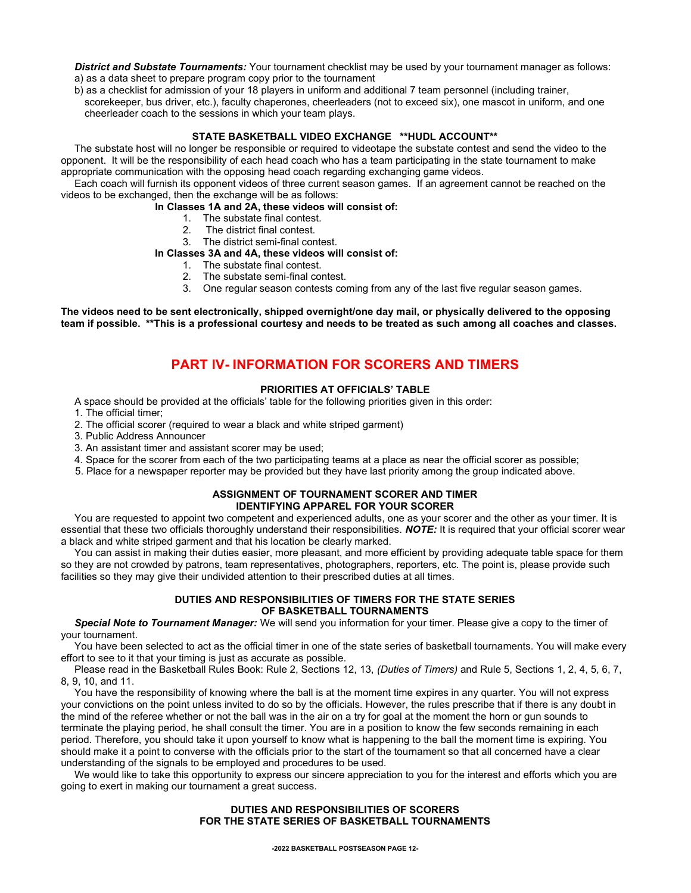***District and Substate Tournaments:*** Your tournament checklist may be used by your tournament manager as follows:

a) as a data sheet to prepare program copy prior to the tournament

b) as a checklist for admission of your 18 players in uniform and additional 7 team personnel (including trainer, scorekeeper, bus driver, etc.), faculty chaperones, cheerleaders (not to exceed six), one mascot in uniform, and one cheerleader coach to the sessions in which your team plays.

### STATE BASKETBALL VIDEO EXCHANGE **HUDL ACCOUNT**

The substate host will no longer be responsible or required to videotape the substate contest and send the video to the opponent. It will be the responsibility of each head coach who has a team participating in the state tournament to make appropriate communication with the opposing head coach regarding exchanging game videos.

Each coach will furnish its opponent videos of three current season games. If an agreement cannot be reached on the videos to be exchanged, then the exchange will be as follows:

**In Classes 1A and 2A, these videos will consist of:**

1. The substate final contest.
2. The district final contest.
3. The district semi-final contest.

**In Classes 3A and 4A, these videos will consist of:**

1. The substate final contest.
2. The substate semi-final contest.
3. One regular season contests coming from any of the last five regular season games.

**The videos need to be sent electronically, shipped overnight/one day mail, or physically delivered to the opposing team if possible. **This is a professional courtesy and needs to be treated as such among all coaches and classes.**

# PART IV- INFORMATION FOR SCORERS AND TIMERS

### PRIORITIES AT OFFICIALS' TABLE

A space should be provided at the officials' table for the following priorities given in this order:

1. The official timer;
2. The official scorer (required to wear a black and white striped garment)
3. Public Address Announcer
3. An assistant timer and assistant scorer may be used;
4. Space for the scorer from each of the two participating teams at a place as near the official scorer as possible;
5. Place for a newspaper reporter may be provided but they have last priority among the group indicated above.

### ASSIGNMENT OF TOURNAMENT SCORER AND TIMER IDENTIFYING APPAREL FOR YOUR SCORER

You are requested to appoint two competent and experienced adults, one as your scorer and the other as your timer. It is essential that these two officials thoroughly understand their responsibilities. ***NOTE:*** It is required that your official scorer wear a black and white striped garment and that his location be clearly marked.

You can assist in making their duties easier, more pleasant, and more efficient by providing adequate table space for them so they are not crowded by patrons, team representatives, photographers, reporters, etc. The point is, please provide such facilities so they may give their undivided attention to their prescribed duties at all times.

### DUTIES AND RESPONSIBILITIES OF TIMERS FOR THE STATE SERIES OF BASKETBALL TOURNAMENTS

***Special Note to Tournament Manager:*** We will send you information for your timer. Please give a copy to the timer of your tournament.

You have been selected to act as the official timer in one of the state series of basketball tournaments. You will make every effort to see to it that your timing is just as accurate as possible.

Please read in the Basketball Rules Book: Rule 2, Sections 12, 13, *(Duties of Timers)* and Rule 5, Sections 1, 2, 4, 5, 6, 7, 8, 9, 10, and 11.

You have the responsibility of knowing where the ball is at the moment time expires in any quarter. You will not express your convictions on the point unless invited to do so by the officials. However, the rules prescribe that if there is any doubt in the mind of the referee whether or not the ball was in the air on a try for goal at the moment the horn or gun sounds to terminate the playing period, he shall consult the timer. You are in a position to know the few seconds remaining in each period. Therefore, you should take it upon yourself to know what is happening to the ball the moment time is expiring. You should make it a point to converse with the officials prior to the start of the tournament so that all concerned have a clear understanding of the signals to be employed and procedures to be used.

We would like to take this opportunity to express our sincere appreciation to you for the interest and efforts which you are going to exert in making our tournament a great success.

### DUTIES AND RESPONSIBILITIES OF SCORERS FOR THE STATE SERIES OF BASKETBALL TOURNAMENTS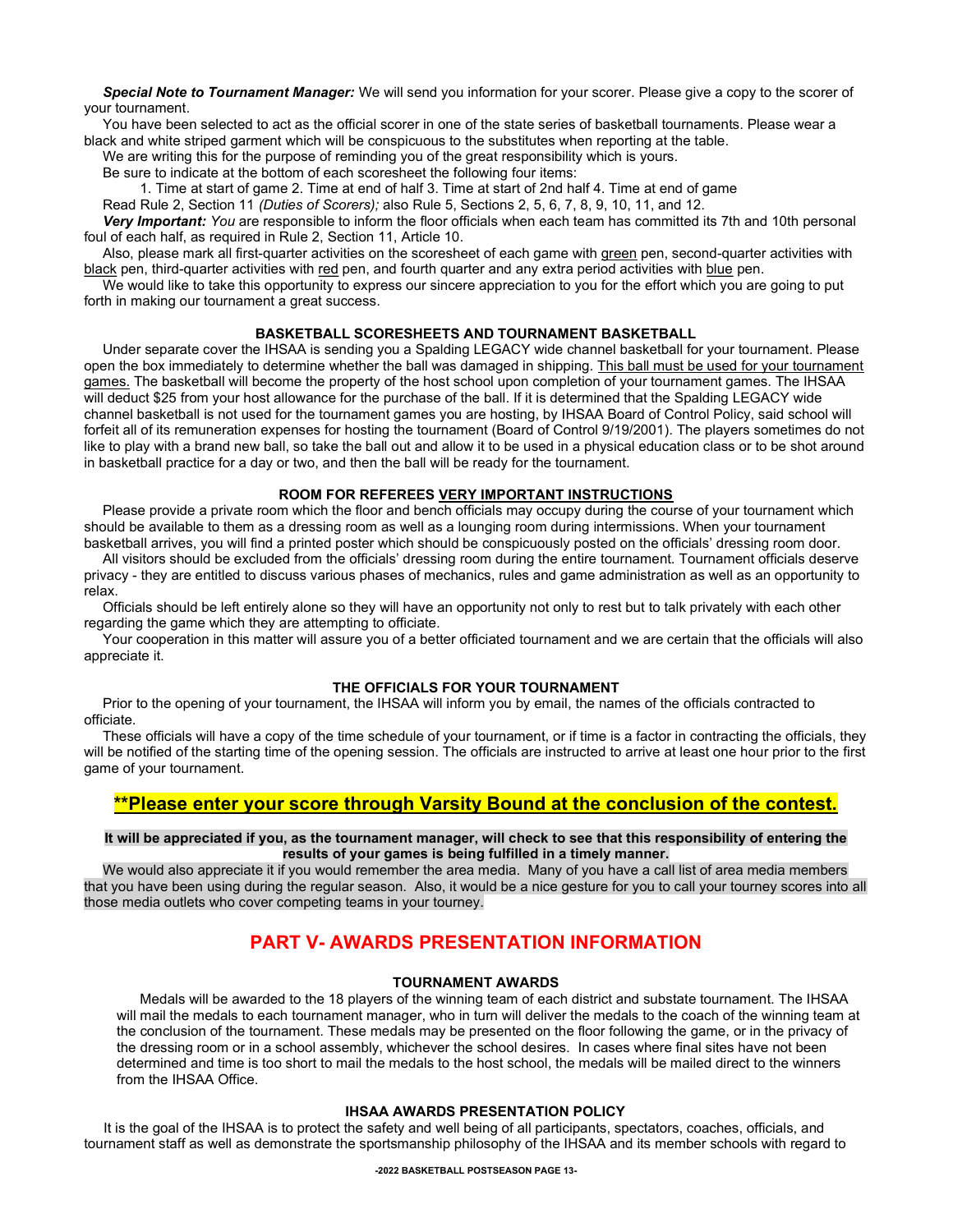***Special Note to Tournament Manager:*** We will send you information for your scorer. Please give a copy to the scorer of your tournament.

You have been selected to act as the official scorer in one of the state series of basketball tournaments. Please wear a black and white striped garment which will be conspicuous to the substitutes when reporting at the table.

We are writing this for the purpose of reminding you of the great responsibility which is yours.

Be sure to indicate at the bottom of each scoresheet the following four items:

1. Time at start of game 2. Time at end of half 3. Time at start of 2nd half 4. Time at end of game

Read Rule 2, Section 11 *(Duties of Scorers);* also Rule 5, Sections 2, 5, 6, 7, 8, 9, 10, 11, and 12.

***Very Important:*** *You* are responsible to inform the floor officials when each team has committed its 7th and 10th personal foul of each half, as required in Rule 2, Section 11, Article 10.

Also, please mark all first-quarter activities on the scoresheet of each game with green pen, second-quarter activities with black pen, third-quarter activities with red pen, and fourth quarter and any extra period activities with blue pen.

We would like to take this opportunity to express our sincere appreciation to you for the effort which you are going to put forth in making our tournament a great success.

### BASKETBALL SCORESHEETS AND TOURNAMENT BASKETBALL

Under separate cover the IHSAA is sending you a Spalding LEGACY wide channel basketball for your tournament. Please open the box immediately to determine whether the ball was damaged in shipping. This ball must be used for your tournament games. The basketball will become the property of the host school upon completion of your tournament games. The IHSAA will deduct $25 from your host allowance for the purchase of the ball. If it is determined that the Spalding LEGACY wide channel basketball is not used for the tournament games you are hosting, by IHSAA Board of Control Policy, said school will forfeit all of its remuneration expenses for hosting the tournament (Board of Control 9/19/2001). The players sometimes do not like to play with a brand new ball, so take the ball out and allow it to be used in a physical education class or to be shot around in basketball practice for a day or two, and then the ball will be ready for the tournament.

### ROOM FOR REFEREES VERY IMPORTANT INSTRUCTIONS

Please provide a private room which the floor and bench officials may occupy during the course of your tournament which should be available to them as a dressing room as well as a lounging room during intermissions. When your tournament basketball arrives, you will find a printed poster which should be conspicuously posted on the officials' dressing room door.

All visitors should be excluded from the officials' dressing room during the entire tournament. Tournament officials deserve privacy - they are entitled to discuss various phases of mechanics, rules and game administration as well as an opportunity to relax.

Officials should be left entirely alone so they will have an opportunity not only to rest but to talk privately with each other regarding the game which they are attempting to officiate.

Your cooperation in this matter will assure you of a better officiated tournament and we are certain that the officials will also appreciate it.

### THE OFFICIALS FOR YOUR TOURNAMENT

Prior to the opening of your tournament, the IHSAA will inform you by email, the names of the officials contracted to officiate.

These officials will have a copy of the time schedule of your tournament, or if time is a factor in contracting the officials, they will be notified of the starting time of the opening session. The officials are instructed to arrive at least one hour prior to the first game of your tournament.

**\*\*Please enter your score through Varsity Bound at the conclusion of the contest.**

**It will be appreciated if you, as the tournament manager, will check to see that this responsibility of entering the results of your games is being fulfilled in a timely manner.**

We would also appreciate it if you would remember the area media. Many of you have a call list of area media members that you have been using during the regular season. Also, it would be a nice gesture for you to call your tourney scores into all those media outlets who cover competing teams in your tourney.

## PART V- AWARDS PRESENTATION INFORMATION

### TOURNAMENT AWARDS

Medals will be awarded to the 18 players of the winning team of each district and substate tournament. The IHSAA will mail the medals to each tournament manager, who in turn will deliver the medals to the coach of the winning team at the conclusion of the tournament. These medals may be presented on the floor following the game, or in the privacy of the dressing room or in a school assembly, whichever the school desires. In cases where final sites have not been determined and time is too short to mail the medals to the host school, the medals will be mailed direct to the winners from the IHSAA Office.

### IHSAA AWARDS PRESENTATION POLICY

It is the goal of the IHSAA is to protect the safety and well being of all participants, spectators, coaches, officials, and tournament staff as well as demonstrate the sportsmanship philosophy of the IHSAA and its member schools with regard to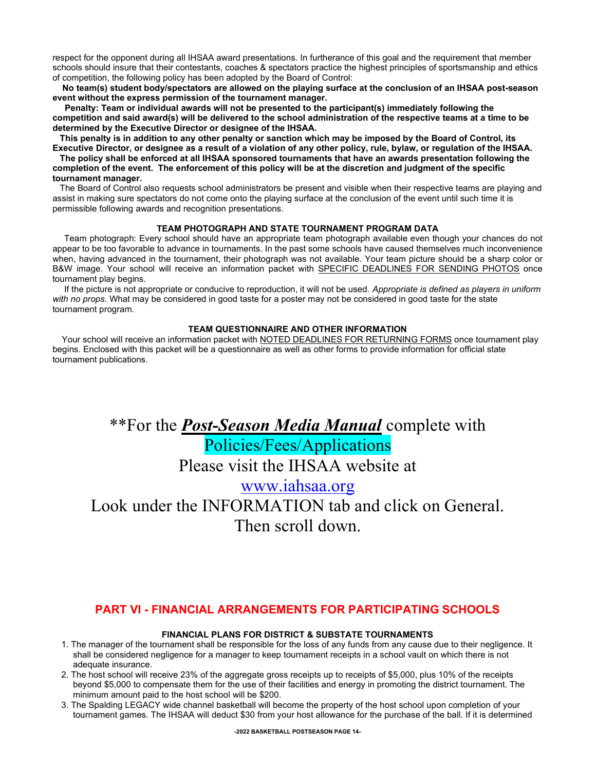respect for the opponent during all IHSAA award presentations. In furtherance of this goal and the requirement that member schools should insure that their contestants, coaches & spectators practice the highest principles of sportsmanship and ethics of competition, the following policy has been adopted by the Board of Control:

**No team(s) student body/spectators are allowed on the playing surface at the conclusion of an IHSAA post-season event without the express permission of the tournament manager.**

**Penalty: Team or individual awards will not be presented to the participant(s) immediately following the competition and said award(s) will be delivered to the school administration of the respective teams at a time to be determined by the Executive Director or designee of the IHSAA.**

**This penalty is in addition to any other penalty or sanction which may be imposed by the Board of Control, its Executive Director, or designee as a result of a violation of any other policy, rule, bylaw, or regulation of the IHSAA.**

**The policy shall be enforced at all IHSAA sponsored tournaments that have an awards presentation following the completion of the event. The enforcement of this policy will be at the discretion and judgment of the specific tournament manager.**

The Board of Control also requests school administrators be present and visible when their respective teams are playing and assist in making sure spectators do not come onto the playing surface at the conclusion of the event until such time it is permissible following awards and recognition presentations.

### TEAM PHOTOGRAPH AND STATE TOURNAMENT PROGRAM DATA

Team photograph: Every school should have an appropriate team photograph available even though your chances do not appear to be too favorable to advance in tournaments. In the past some schools have caused themselves much inconvenience when, having advanced in the tournament, their photograph was not available. Your team picture should be a sharp color or B&W image. Your school will receive an information packet with <u>SPECIFIC DEADLINES FOR SENDING PHOTOS</u> once tournament play begins.

If the picture is not appropriate or conducive to reproduction, it will not be used. *Appropriate is defined as players in uniform with no props.* What may be considered in good taste for a poster may not be considered in good taste for the state tournament program.

### TEAM QUESTIONNAIRE AND OTHER INFORMATION

Your school will receive an information packet with <u>NOTED DEADLINES FOR RETURNING FORMS</u> once tournament play begins. Enclosed with this packet will be a questionnaire as well as other forms to provide information for official state tournament publications.

**For the ***<u>Post-Season Media Manual</u>*** complete with Policies/Fees/Applications
Please visit the IHSAA website at
www.iahsaa.org
Look under the INFORMATION tab and click on General.
Then scroll down.

## PART VI - FINANCIAL ARRANGEMENTS FOR PARTICIPATING SCHOOLS

### FINANCIAL PLANS FOR DISTRICT & SUBSTATE TOURNAMENTS

1. The manager of the tournament shall be responsible for the loss of any funds from any cause due to their negligence. It shall be considered negligence for a manager to keep tournament receipts in a school vault on which there is not adequate insurance.
2. The host school will receive 23% of the aggregate gross receipts up to receipts of $5,000, plus 10% of the receipts beyond $5,000 to compensate them for the use of their facilities and energy in promoting the district tournament. The minimum amount paid to the host school will be $200.
3. The Spalding LEGACY wide channel basketball will become the property of the host school upon completion of your tournament games. The IHSAA will deduct $30 from your host allowance for the purchase of the ball. If it is determined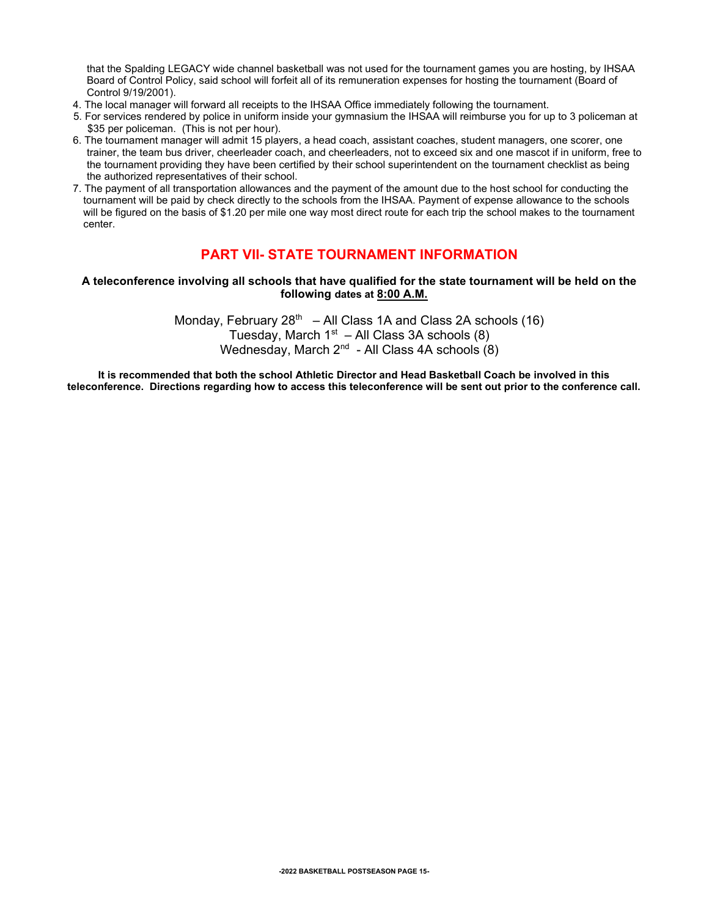that the Spalding LEGACY wide channel basketball was not used for the tournament games you are hosting, by IHSAA Board of Control Policy, said school will forfeit all of its remuneration expenses for hosting the tournament (Board of Control 9/19/2001).

4. The local manager will forward all receipts to the IHSAA Office immediately following the tournament.
5. For services rendered by police in uniform inside your gymnasium the IHSAA will reimburse you for up to 3 policeman at $35 per policeman. (This is not per hour).
6. The tournament manager will admit 15 players, a head coach, assistant coaches, student managers, one scorer, one trainer, the team bus driver, cheerleader coach, and cheerleaders, not to exceed six and one mascot if in uniform, free to the tournament providing they have been certified by their school superintendent on the tournament checklist as being the authorized representatives of their school.
7. The payment of all transportation allowances and the payment of the amount due to the host school for conducting the tournament will be paid by check directly to the schools from the IHSAA. Payment of expense allowance to the schools will be figured on the basis of $1.20 per mile one way most direct route for each trip the school makes to the tournament center.

## PART VII- STATE TOURNAMENT INFORMATION

**A teleconference involving all schools that have qualified for the state tournament will be held on the following dates at <u>8:00 A.M.</u>**

Monday, February 28th – All Class 1A and Class 2A schools (16)
Tuesday, March 1st – All Class 3A schools (8)
Wednesday, March 2nd - All Class 4A schools (8)

**It is recommended that both the school Athletic Director and Head Basketball Coach be involved in this teleconference. Directions regarding how to access this teleconference will be sent out prior to the conference call.**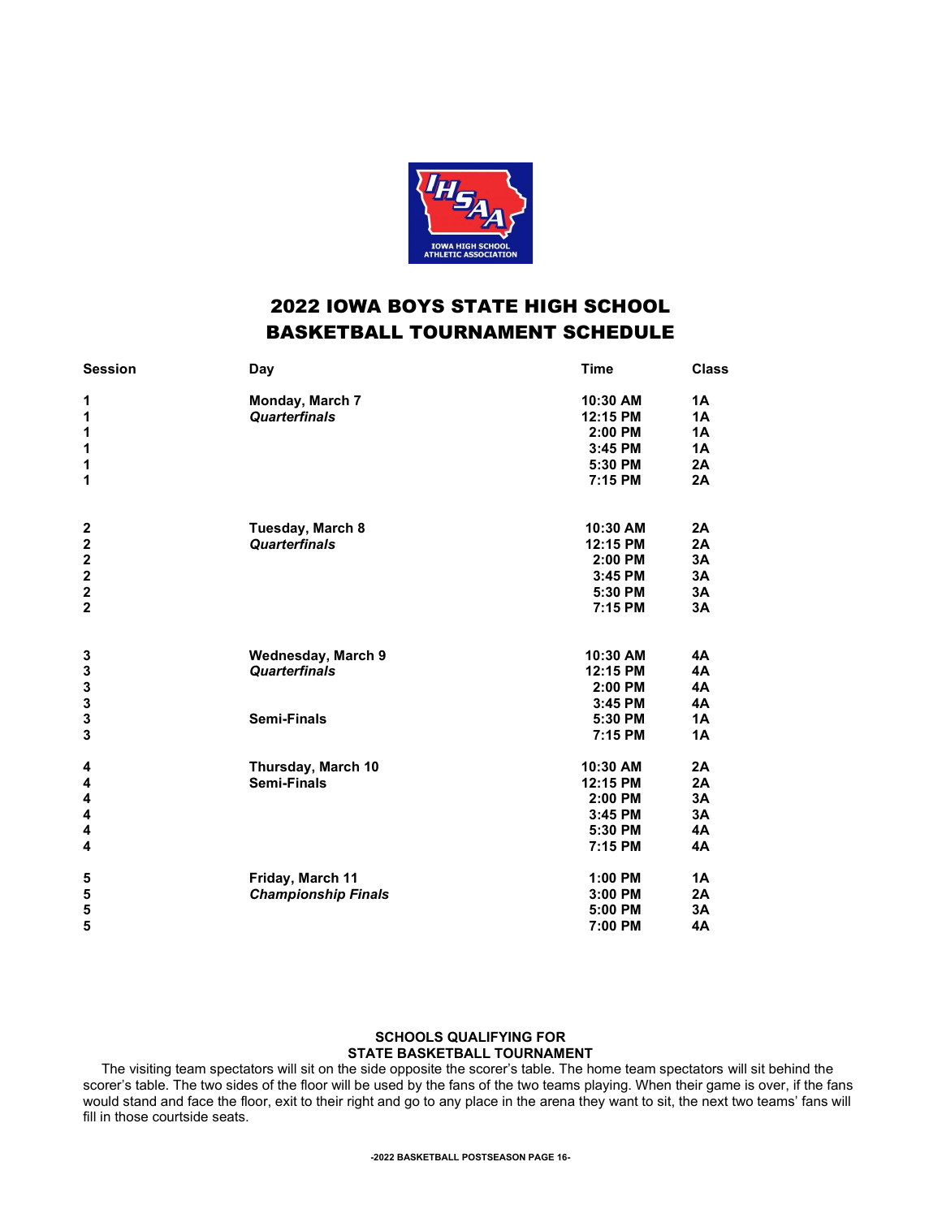# 2022 IOWA BOYS STATE HIGH SCHOOL BASKETBALL TOURNAMENT SCHEDULE

| Session | Day | Time | Class |
|---|---|---|---|
| 1 | Monday, March 7 | 10:30 AM | 1A |
| 1 | *Quarterfinals* | 12:15 PM | 1A |
| 1 | | 2:00 PM | 1A |
| 1 | | 3:45 PM | 1A |
| 1 | | 5:30 PM | 2A |
| 1 | | 7:15 PM | 2A |
| 2 | Tuesday, March 8 | 10:30 AM | 2A |
| 2 | *Quarterfinals* | 12:15 PM | 2A |
| 2 | | 2:00 PM | 3A |
| 2 | | 3:45 PM | 3A |
| 2 | | 5:30 PM | 3A |
| 2 | | 7:15 PM | 3A |
| 3 | Wednesday, March 9 | 10:30 AM | 4A |
| 3 | *Quarterfinals* | 12:15 PM | 4A |
| 3 | | 2:00 PM | 4A |
| 3 | | 3:45 PM | 4A |
| 3 | Semi-Finals | 5:30 PM | 1A |
| 3 | | 7:15 PM | 1A |
| 4 | Thursday, March 10 | 10:30 AM | 2A |
| 4 | Semi-Finals | 12:15 PM | 2A |
| 4 | | 2:00 PM | 3A |
| 4 | | 3:45 PM | 3A |
| 4 | | 5:30 PM | 4A |
| 4 | | 7:15 PM | 4A |
| 5 | Friday, March 11 | 1:00 PM | 1A |
| 5 | *Championship Finals* | 3:00 PM | 2A |
| 5 | | 5:00 PM | 3A |
| 5 | | 7:00 PM | 4A |

**SCHOOLS QUALIFYING FOR STATE BASKETBALL TOURNAMENT**

The visiting team spectators will sit on the side opposite the scorer's table. The home team spectators will sit behind the scorer's table. The two sides of the floor will be used by the fans of the two teams playing. When their game is over, if the fans would stand and face the floor, exit to their right and go to any place in the arena they want to sit, the next two teams' fans will fill in those courtside seats.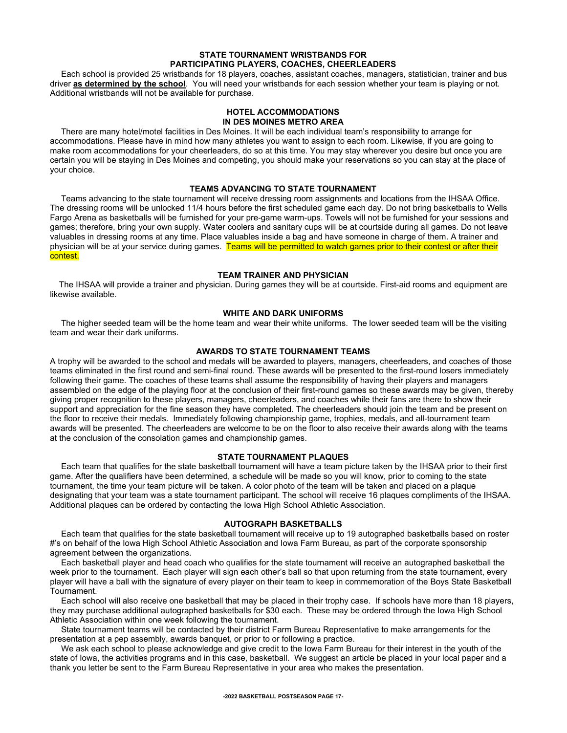## STATE TOURNAMENT WRISTBANDS FOR PARTICIPATING PLAYERS, COACHES, CHEERLEADERS

Each school is provided 25 wristbands for 18 players, coaches, assistant coaches, managers, statistician, trainer and bus driver **as determined by the school**. You will need your wristbands for each session whether your team is playing or not. Additional wristbands will not be available for purchase.

## HOTEL ACCOMMODATIONS IN DES MOINES METRO AREA

There are many hotel/motel facilities in Des Moines. It will be each individual team's responsibility to arrange for accommodations. Please have in mind how many athletes you want to assign to each room. Likewise, if you are going to make room accommodations for your cheerleaders, do so at this time. You may stay wherever you desire but once you are certain you will be staying in Des Moines and competing, you should make your reservations so you can stay at the place of your choice.

## TEAMS ADVANCING TO STATE TOURNAMENT

Teams advancing to the state tournament will receive dressing room assignments and locations from the IHSAA Office. The dressing rooms will be unlocked 11/4 hours before the first scheduled game each day. Do not bring basketballs to Wells Fargo Arena as basketballs will be furnished for your pre-game warm-ups. Towels will not be furnished for your sessions and games; therefore, bring your own supply. Water coolers and sanitary cups will be at courtside during all games. Do not leave valuables in dressing rooms at any time. Place valuables inside a bag and have someone in charge of them. A trainer and physician will be at your service during games. Teams will be permitted to watch games prior to their contest or after their contest.

## TEAM TRAINER AND PHYSICIAN

The IHSAA will provide a trainer and physician. During games they will be at courtside. First-aid rooms and equipment are likewise available.

## WHITE AND DARK UNIFORMS

The higher seeded team will be the home team and wear their white uniforms. The lower seeded team will be the visiting team and wear their dark uniforms.

## AWARDS TO STATE TOURNAMENT TEAMS

A trophy will be awarded to the school and medals will be awarded to players, managers, cheerleaders, and coaches of those teams eliminated in the first round and semi-final round. These awards will be presented to the first-round losers immediately following their game. The coaches of these teams shall assume the responsibility of having their players and managers assembled on the edge of the playing floor at the conclusion of their first-round games so these awards may be given, thereby giving proper recognition to these fine players, managers, cheerleaders, and coaches while their fans are there to show their support and appreciation for the fine season they have completed. The cheerleaders should join the team and be present on the floor to receive their medals. Immediately following championship game, trophies, medals, and all-tournament team awards will be presented. The cheerleaders are welcome to be on the floor to also receive their awards along with the teams at the conclusion of the consolation games and championship games.

## STATE TOURNAMENT PLAQUES

Each team that qualifies for the state basketball tournament will have a team picture taken by the IHSAA prior to their first game. After the qualifiers have been determined, a schedule will be made so you will know, prior to coming to the state tournament, the time your team picture will be taken. A color photo of the team will be taken and placed on a plaque designating that your team was a state tournament participant. The school will receive 16 plaques compliments of the IHSAA. Additional plaques can be ordered by contacting the Iowa High School Athletic Association.

## AUTOGRAPH BASKETBALLS

Each team that qualifies for the state basketball tournament will receive up to 19 autographed basketballs based on roster #'s on behalf of the Iowa High School Athletic Association and Iowa Farm Bureau, as part of the corporate sponsorship agreement between the organizations.

Each basketball player and head coach who qualifies for the state tournament will receive an autographed basketball the week prior to the tournament. Each player will sign each other's ball so that upon returning from the state tournament, every player will have a ball with the signature of every player on their team to keep in commemoration of the Boys State Basketball Tournament.

Each school will also receive one basketball that may be placed in their trophy case. If schools have more than 18 players, they may purchase additional autographed basketballs for $30 each. These may be ordered through the Iowa High School Athletic Association within one week following the tournament.

State tournament teams will be contacted by their district Farm Bureau Representative to make arrangements for the presentation at a pep assembly, awards banquet, or prior to or following a practice.

We ask each school to please acknowledge and give credit to the Iowa Farm Bureau for their interest in the youth of the state of Iowa, the activities programs and in this case, basketball. We suggest an article be placed in your local paper and a thank you letter be sent to the Farm Bureau Representative in your area who makes the presentation.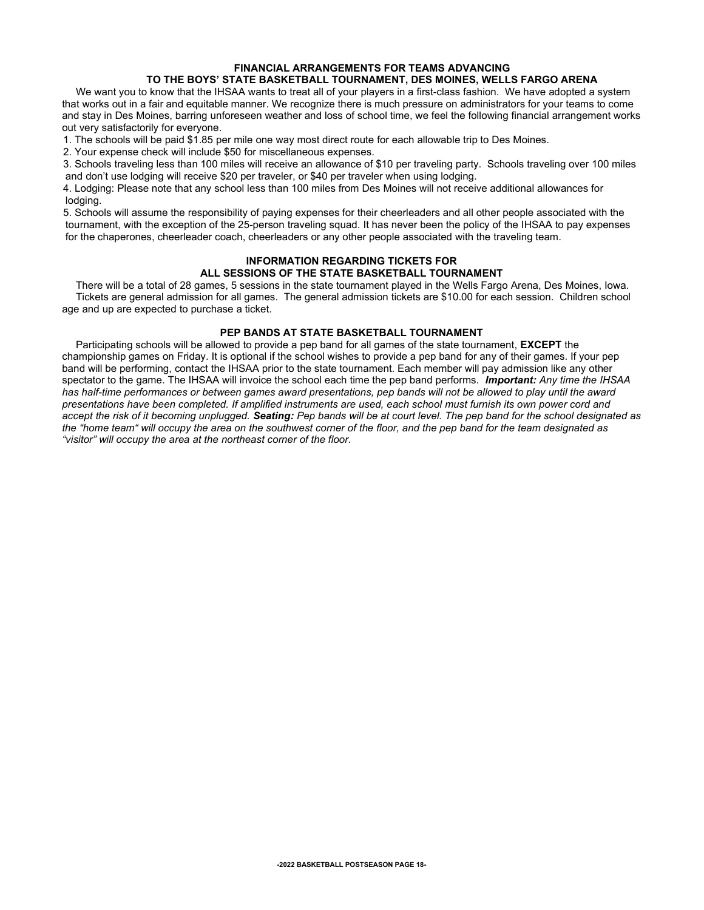## FINANCIAL ARRANGEMENTS FOR TEAMS ADVANCING TO THE BOYS' STATE BASKETBALL TOURNAMENT, DES MOINES, WELLS FARGO ARENA

We want you to know that the IHSAA wants to treat all of your players in a first-class fashion. We have adopted a system that works out in a fair and equitable manner. We recognize there is much pressure on administrators for your teams to come and stay in Des Moines, barring unforeseen weather and loss of school time, we feel the following financial arrangement works out very satisfactorily for everyone.

1. The schools will be paid $1.85 per mile one way most direct route for each allowable trip to Des Moines.
2. Your expense check will include $50 for miscellaneous expenses.
3. Schools traveling less than 100 miles will receive an allowance of $10 per traveling party. Schools traveling over 100 miles and don't use lodging will receive $20 per traveler, or $40 per traveler when using lodging.
4. Lodging: Please note that any school less than 100 miles from Des Moines will not receive additional allowances for lodging.
5. Schools will assume the responsibility of paying expenses for their cheerleaders and all other people associated with the tournament, with the exception of the 25-person traveling squad. It has never been the policy of the IHSAA to pay expenses for the chaperones, cheerleader coach, cheerleaders or any other people associated with the traveling team.

## INFORMATION REGARDING TICKETS FOR ALL SESSIONS OF THE STATE BASKETBALL TOURNAMENT

There will be a total of 28 games, 5 sessions in the state tournament played in the Wells Fargo Arena, Des Moines, Iowa.

Tickets are general admission for all games. The general admission tickets are $10.00 for each session. Children school age and up are expected to purchase a ticket.

## PEP BANDS AT STATE BASKETBALL TOURNAMENT

Participating schools will be allowed to provide a pep band for all games of the state tournament, **EXCEPT** the championship games on Friday. It is optional if the school wishes to provide a pep band for any of their games. If your pep band will be performing, contact the IHSAA prior to the state tournament. Each member will pay admission like any other spectator to the game. The IHSAA will invoice the school each time the pep band performs. ***Important:*** *Any time the IHSAA has half-time performances or between games award presentations, pep bands will not be allowed to play until the award presentations have been completed. If amplified instruments are used, each school must furnish its own power cord and accept the risk of it becoming unplugged.* ***Seating:*** *Pep bands will be at court level. The pep band for the school designated as the "home team" will occupy the area on the southwest corner of the floor, and the pep band for the team designated as "visitor" will occupy the area at the northeast corner of the floor.*